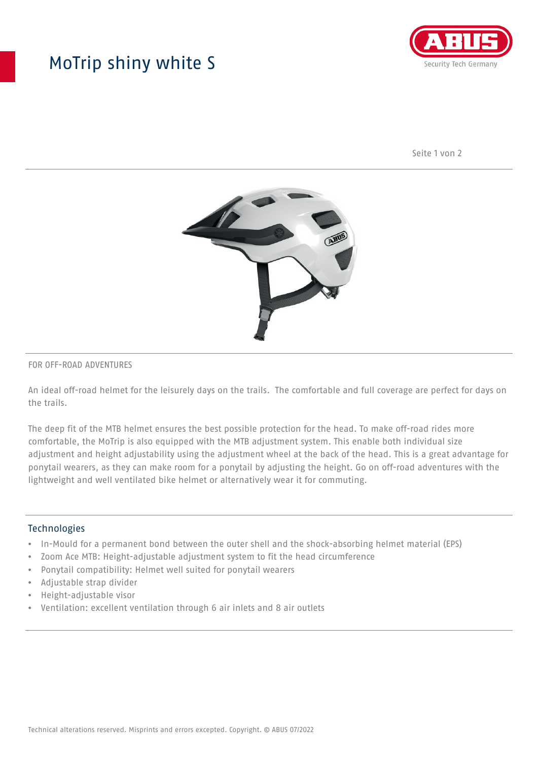# MoTrip shiny white S

FOR OFF-ROAD ADVENTURES

An ideal off-road helmet for the leisurely days on the trails.  The comfortable and full coverage are perfect for days on the trails.

The deep fit of the MTB helmet ensures the best possible protection for the head. To make off-road rides more comfortable, the MoTrip is also equipped with the MTB adjustment system. This enable both individual size adjustment and height adjustability using the adjustment wheel at the back of the head. This is a great advantage for ponytail wearers, as they can make room for a ponytail by adjusting the height. Go on off-road adventures with the lightweight and well ventilated bike helmet or alternatively wear it for commuting.

## Technologies

- In-Mould for a permanent bond between the outer shell and the shock-absorbing helmet material (EPS)
- Zoom Ace MTB: Height-adjustable adjustment system to fit the head circumference
- Ponytail compatibility: Helmet well suited for ponytail wearers
- Adjustable strap divider
- Height-adjustable visor
- Ventilation: excellent ventilation through 6 air inlets and 8 air outlets

Technical alterations reserved. Misprints and errors excepted. Copyright. © ABUS 07/2022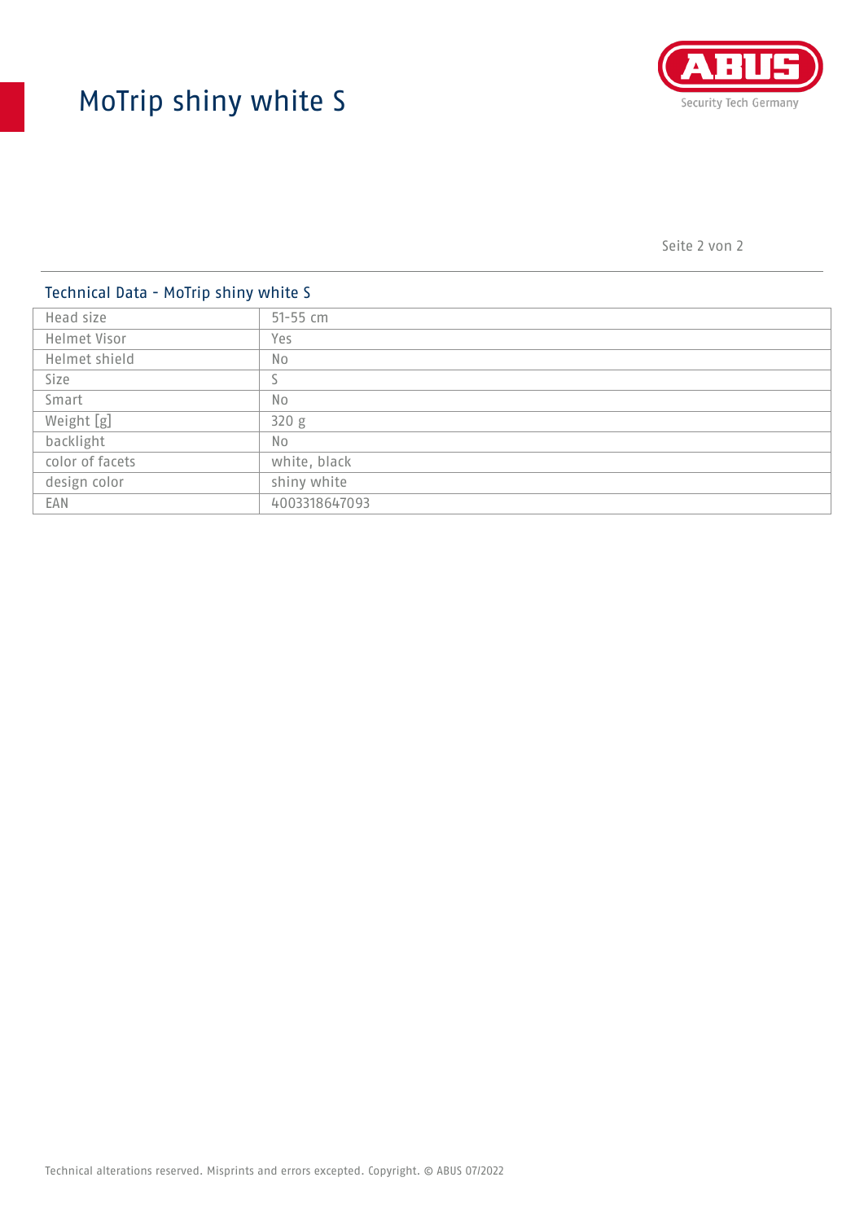# MoTrip shiny white S

## Technical Data - MoTrip shiny white S

| | |
|---|---|
| Head size | 51-55 cm |
| Helmet Visor | Yes |
| Helmet shield | No |
| Size | S |
| Smart | No |
| Weight [g] | 320 g |
| backlight | No |
| color of facets | white, black |
| design color | shiny white |
| EAN | 4003318647093 |

Technical alterations reserved. Misprints and errors excepted. Copyright. © ABUS 07/2022